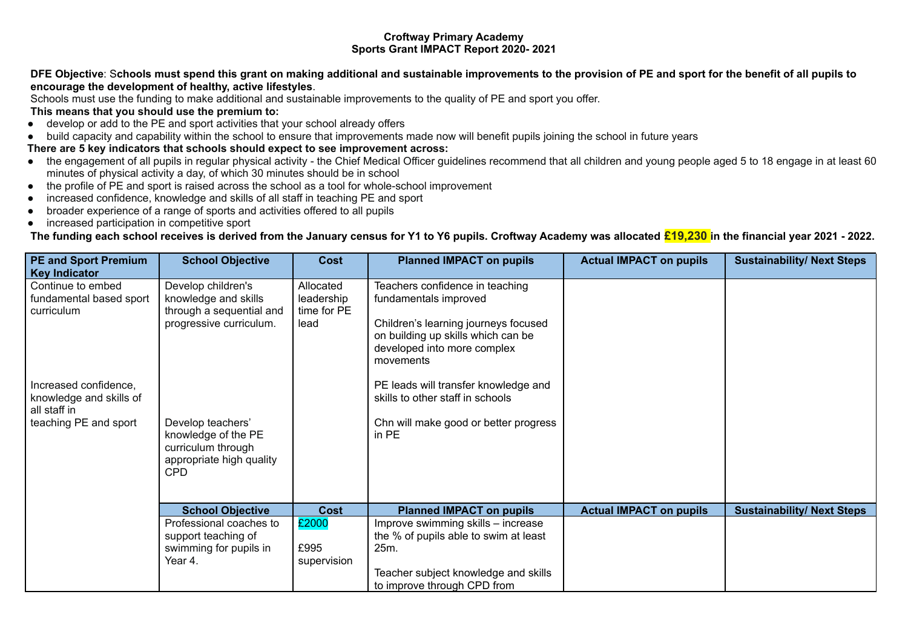**Croftway Primary Academy**
**Sports Grant IMPACT Report 2020- 2021**

**DFE Objective**: S**chools must spend this grant on making additional and sustainable improvements to the provision of PE and sport for the benefit of all pupils to encourage the development of healthy, active lifestyles**.

Schools must use the funding to make additional and sustainable improvements to the quality of PE and sport you offer.

**This means that you should use the premium to:**

- develop or add to the PE and sport activities that your school already offers
- build capacity and capability within the school to ensure that improvements made now will benefit pupils joining the school in future years

**There are 5 key indicators that schools should expect to see improvement across:**

- the engagement of all pupils in regular physical activity - the Chief Medical Officer guidelines recommend that all children and young people aged 5 to 18 engage in at least 60 minutes of physical activity a day, of which 30 minutes should be in school
- the profile of PE and sport is raised across the school as a tool for whole-school improvement
- increased confidence, knowledge and skills of all staff in teaching PE and sport
- broader experience of a range of sports and activities offered to all pupils
- increased participation in competitive sport

**The funding each school receives is derived from the January census for Y1 to Y6 pupils. Croftway Academy was allocated £19,230 in the financial year 2021 - 2022.**

| PE and Sport Premium Key Indicator | School Objective | Cost | Planned IMPACT on pupils | Actual IMPACT on pupils | Sustainability/ Next Steps |
|---|---|---|---|---|---|
| Continue to embed fundamental based sport curriculum<br><br>Increased confidence, knowledge and skills of all staff in teaching PE and sport | Develop children's knowledge and skills through a sequential and progressive curriculum.<br><br>Develop teachers' knowledge of the PE curriculum through appropriate high quality CPD | Allocated leadership time for PE lead | Teachers confidence in teaching fundamentals improved<br><br>Children's learning journeys focused on building up skills which can be developed into more complex movements<br><br>PE leads will transfer knowledge and skills to other staff in schools<br><br>Chn will make good or better progress in PE | | |
| | **School Objective** | **Cost** | **Planned IMPACT on pupils** | **Actual IMPACT on pupils** | **Sustainability/ Next Steps** |
| | Professional coaches to support teaching of swimming for pupils in Year 4. | £2000<br><br>£995 supervision | Improve swimming skills – increase the % of pupils able to swim at least 25m.<br><br>Teacher subject knowledge and skills to improve through CPD from | | |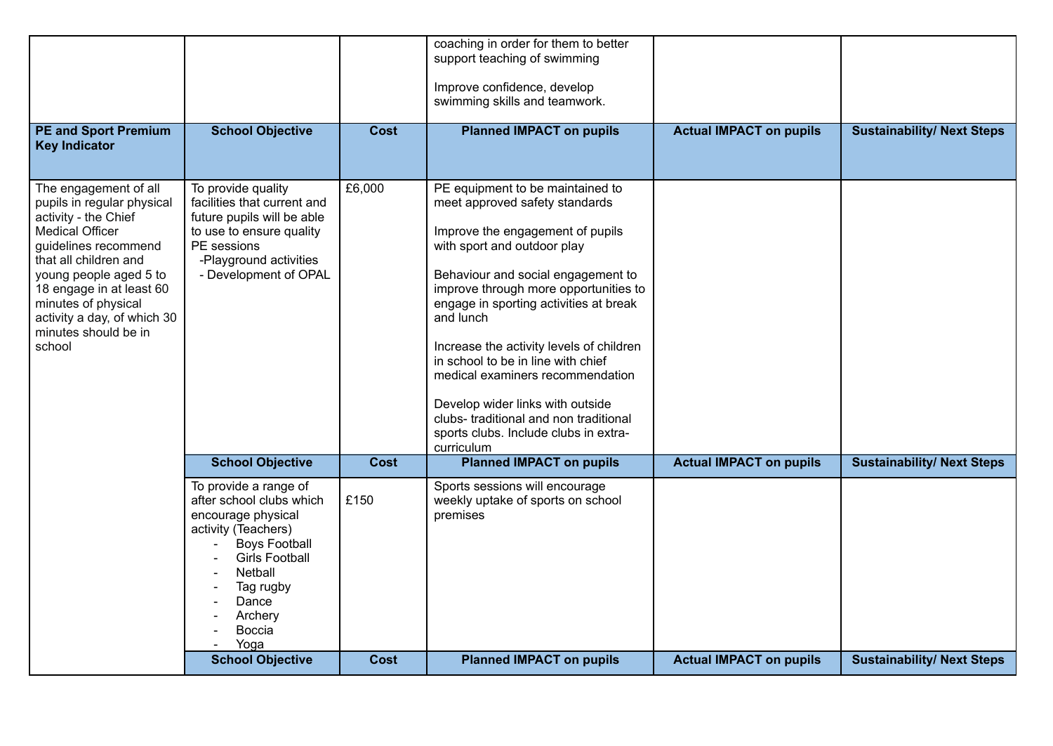| | | | coaching in order for them to better support teaching of swimming<br><br>Improve confidence, develop swimming skills and teamwork. | | |
|---|---|---|---|---|---|
| **PE and Sport Premium Key Indicator** | **School Objective** | **Cost** | **Planned IMPACT on pupils** | **Actual IMPACT on pupils** | **Sustainability/ Next Steps** |
| The engagement of all pupils in regular physical activity - the Chief Medical Officer guidelines recommend that all children and young people aged 5 to 18 engage in at least 60 minutes of physical activity a day, of which 30 minutes should be in school | To provide quality facilities that current and future pupils will be able to use to ensure quality PE sessions<br>-Playground activities<br>- Development of OPAL | £6,000 | PE equipment to be maintained to meet approved safety standards<br><br>Improve the engagement of pupils with sport and outdoor play<br><br>Behaviour and social engagement to improve through more opportunities to engage in sporting activities at break and lunch<br><br>Increase the activity levels of children in school to be in line with chief medical examiners recommendation<br><br>Develop wider links with outside clubs- traditional and non traditional sports clubs. Include clubs in extra-curriculum | | |
| | **School Objective** | **Cost** | **Planned IMPACT on pupils** | **Actual IMPACT on pupils** | **Sustainability/ Next Steps** |
| | To provide a range of after school clubs which encourage physical activity (Teachers)<br>- Boys Football<br>- Girls Football<br>- Netball<br>- Tag rugby<br>- Dance<br>- Archery<br>- Boccia<br>- Yoga | £150 | Sports sessions will encourage weekly uptake of sports on school premises | | |
| | **School Objective** | **Cost** | **Planned IMPACT on pupils** | **Actual IMPACT on pupils** | **Sustainability/ Next Steps** |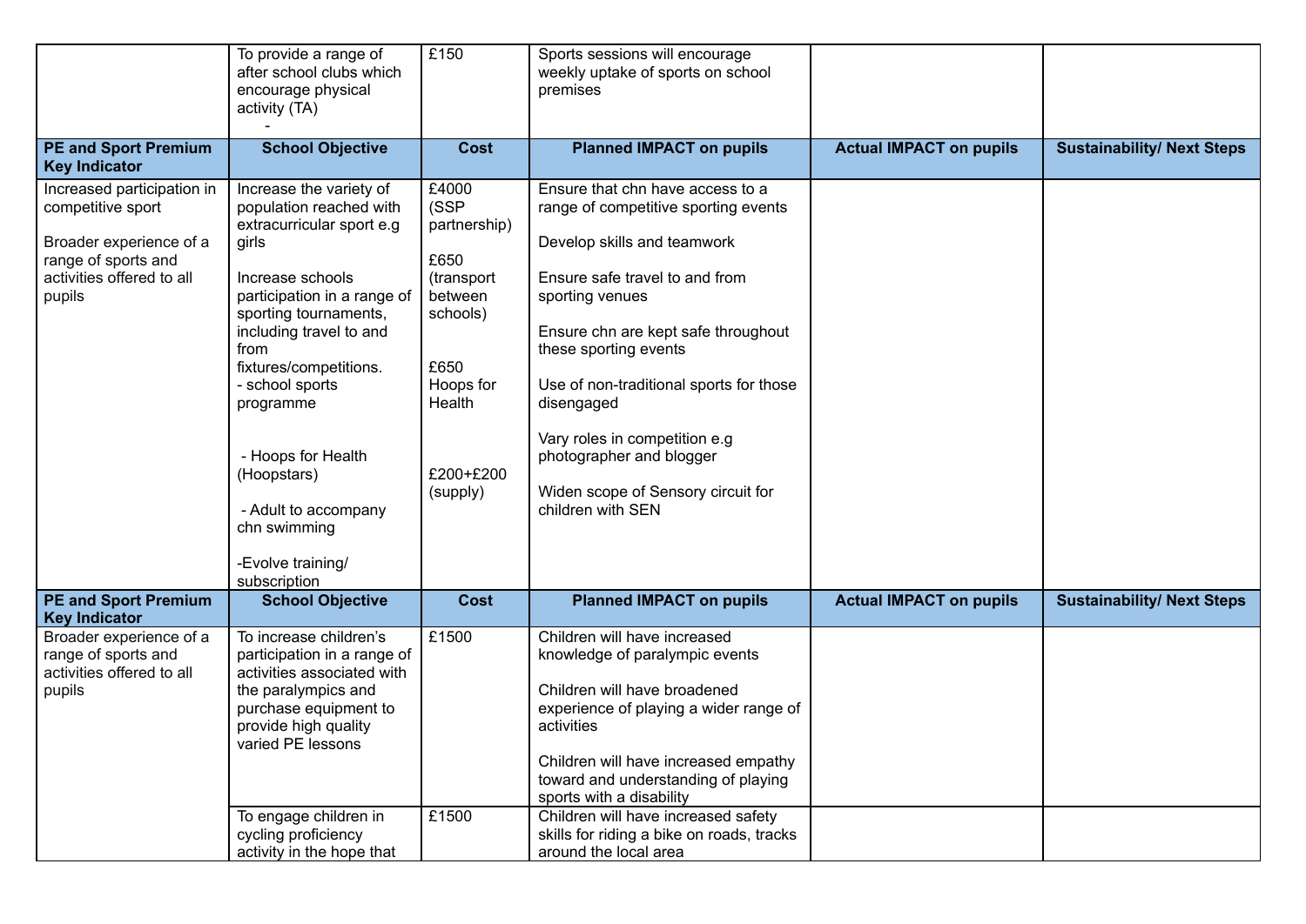| | | | | | |
|---|---|---|---|---|---|
| | To provide a range of after school clubs which encourage physical activity (TA)<br>- | £150 | Sports sessions will encourage weekly uptake of sports on school premises | | |
| **PE and Sport Premium Key Indicator** | **School Objective** | **Cost** | **Planned IMPACT on pupils** | **Actual IMPACT on pupils** | **Sustainability/ Next Steps** |
| Increased participation in competitive sport<br><br>Broader experience of a range of sports and activities offered to all pupils | Increase the variety of population reached with extracurricular sport e.g girls<br><br>Increase schools participation in a range of sporting tournaments, including travel to and from fixtures/competitions.<br>- school sports programme<br><br>- Hoops for Health (Hoopstars)<br><br>- Adult to accompany chn swimming<br><br>-Evolve training/ subscription | £4000 (SSP partnership)<br><br>£650 (transport between schools)<br><br>£650 Hoops for Health<br><br>£200+£200 (supply) | Ensure that chn have access to a range of competitive sporting events<br><br>Develop skills and teamwork<br><br>Ensure safe travel to and from sporting venues<br><br>Ensure chn are kept safe throughout these sporting events<br><br>Use of non-traditional sports for those disengaged<br><br>Vary roles in competition e.g photographer and blogger<br><br>Widen scope of Sensory circuit for children with SEN | | |
| **PE and Sport Premium Key Indicator** | **School Objective** | **Cost** | **Planned IMPACT on pupils** | **Actual IMPACT on pupils** | **Sustainability/ Next Steps** |
| Broader experience of a range of sports and activities offered to all pupils | To increase children's participation in a range of activities associated with the paralympics and purchase equipment to provide high quality varied PE lessons | £1500 | Children will have increased knowledge of paralympic events<br><br>Children will have broadened experience of playing a wider range of activities<br><br>Children will have increased empathy toward and understanding of playing sports with a disability | | |
| | To engage children in cycling proficiency activity in the hope that | £1500 | Children will have increased safety skills for riding a bike on roads, tracks around the local area | | |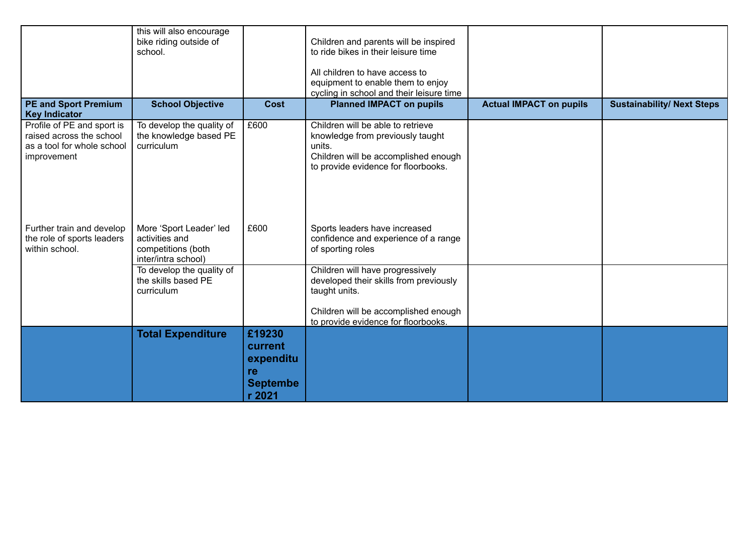| | | | | | |
|---|---|---|---|---|---|
| | this will also encourage bike riding outside of school. | | Children and parents will be inspired to ride bikes in their leisure time<br><br>All children to have access to equipment to enable them to enjoy cycling in school and their leisure time | | |
| **PE and Sport Premium Key Indicator** | **School Objective** | **Cost** | **Planned IMPACT on pupils** | **Actual IMPACT on pupils** | **Sustainability/ Next Steps** |
| Profile of PE and sport is raised across the school as a tool for whole school improvement | To develop the quality of the knowledge based PE curriculum | £600 | Children will be able to retrieve knowledge from previously taught units.<br>Children will be accomplished enough to provide evidence for floorbooks. | | |
| Further train and develop the role of sports leaders within school. | More 'Sport Leader' led activities and competitions (both inter/intra school) | £600 | Sports leaders have increased confidence and experience of a range of sporting roles | | |
| | To develop the quality of the skills based PE curriculum | | Children will have progressively developed their skills from previously taught units.<br><br>Children will be accomplished enough to provide evidence for floorbooks. | | |
| | **Total Expenditure** | **£19230 current expenditure September 2021** | | | |